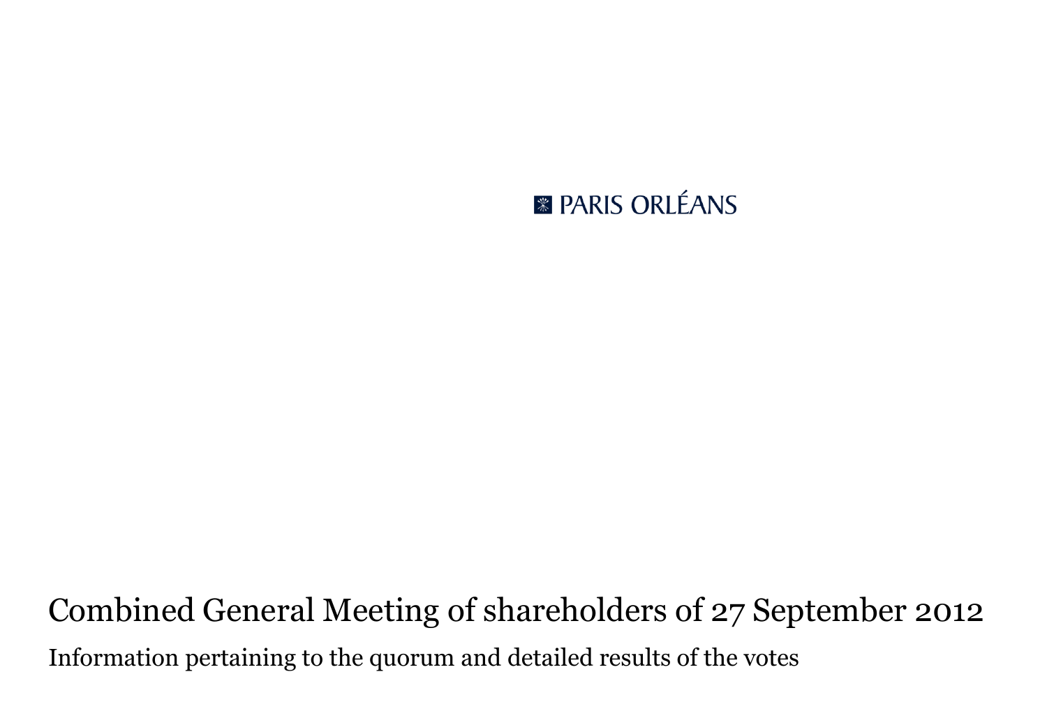PARIS ORLÉANS

# Combined General Meeting of shareholders of 27 September 2012

Information pertaining to the quorum and detailed results of the votes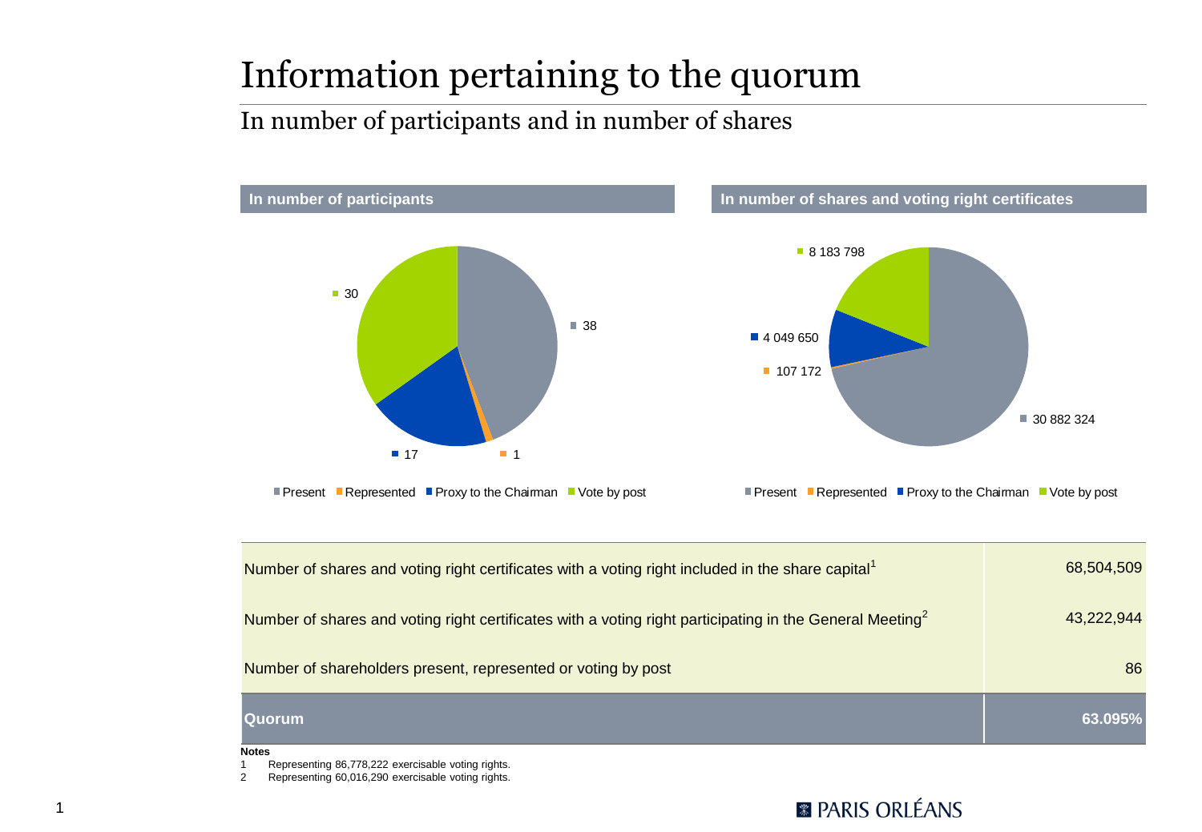# Information pertaining to the quorum

## In number of participants and in number of shares

### In number of participants

| | Number |
|---|---|
| Present | 38 |
| Represented | 1 |
| Proxy to the Chairman | 17 |
| Vote by post | 30 |

### In number of shares and voting right certificates

| | Number |
|---|---|
| Present | 30 882 324 |
| Represented | 107 172 |
| Proxy to the Chairman | 4 049 650 |
| Vote by post | 8 183 798 |

| | |
|---|---|
| Number of shares and voting right certificates with a voting right included in the share capital[1] | 68,504,509 |
| Number of shares and voting right certificates with a voting right participating in the General Meeting[2] | 43,222,944 |
| Number of shareholders present, represented or voting by post | 86 |
| **Quorum** | **63.095%** |

**Notes**

1 Representing 86,778,222 exercisable voting rights.

2 Representing 60,016,290 exercisable voting rights.

PARIS ORLÉANS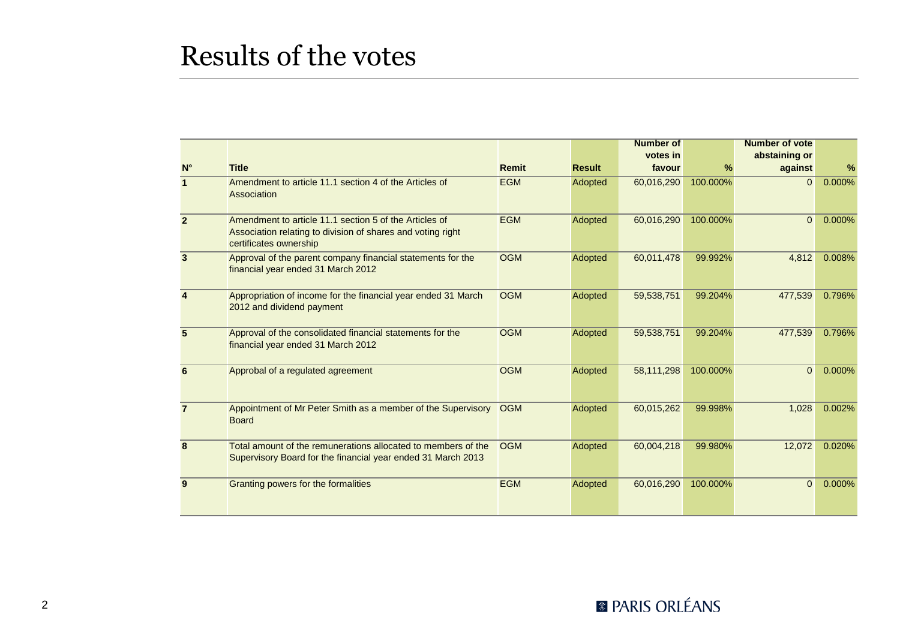# Results of the votes

| N° | Title | Remit | Result | Number of votes in favour | % | Number of vote abstaining or against | % |
|---|---|---|---|---|---|---|---|
| 1 | Amendment to article 11.1 section 4 of the Articles of Association | EGM | Adopted | 60,016,290 | 100.000% | 0 | 0.000% |
| 2 | Amendment to article 11.1 section 5 of the Articles of Association relating to division of shares and voting right certificates ownership | EGM | Adopted | 60,016,290 | 100.000% | 0 | 0.000% |
| 3 | Approval of the parent company financial statements for the financial year ended 31 March 2012 | OGM | Adopted | 60,011,478 | 99.992% | 4,812 | 0.008% |
| 4 | Appropriation of income for the financial year ended 31 March 2012 and dividend payment | OGM | Adopted | 59,538,751 | 99.204% | 477,539 | 0.796% |
| 5 | Approval of the consolidated financial statements for the financial year ended 31 March 2012 | OGM | Adopted | 59,538,751 | 99.204% | 477,539 | 0.796% |
| 6 | Approbal of a regulated agreement | OGM | Adopted | 58,111,298 | 100.000% | 0 | 0.000% |
| 7 | Appointment of Mr Peter Smith as a member of the Supervisory Board | OGM | Adopted | 60,015,262 | 99.998% | 1,028 | 0.002% |
| 8 | Total amount of the remunerations allocated to members of the Supervisory Board for the financial year ended 31 March 2013 | OGM | Adopted | 60,004,218 | 99.980% | 12,072 | 0.020% |
| 9 | Granting powers for the formalities | EGM | Adopted | 60,016,290 | 100.000% | 0 | 0.000% |

PARIS ORLÉANS